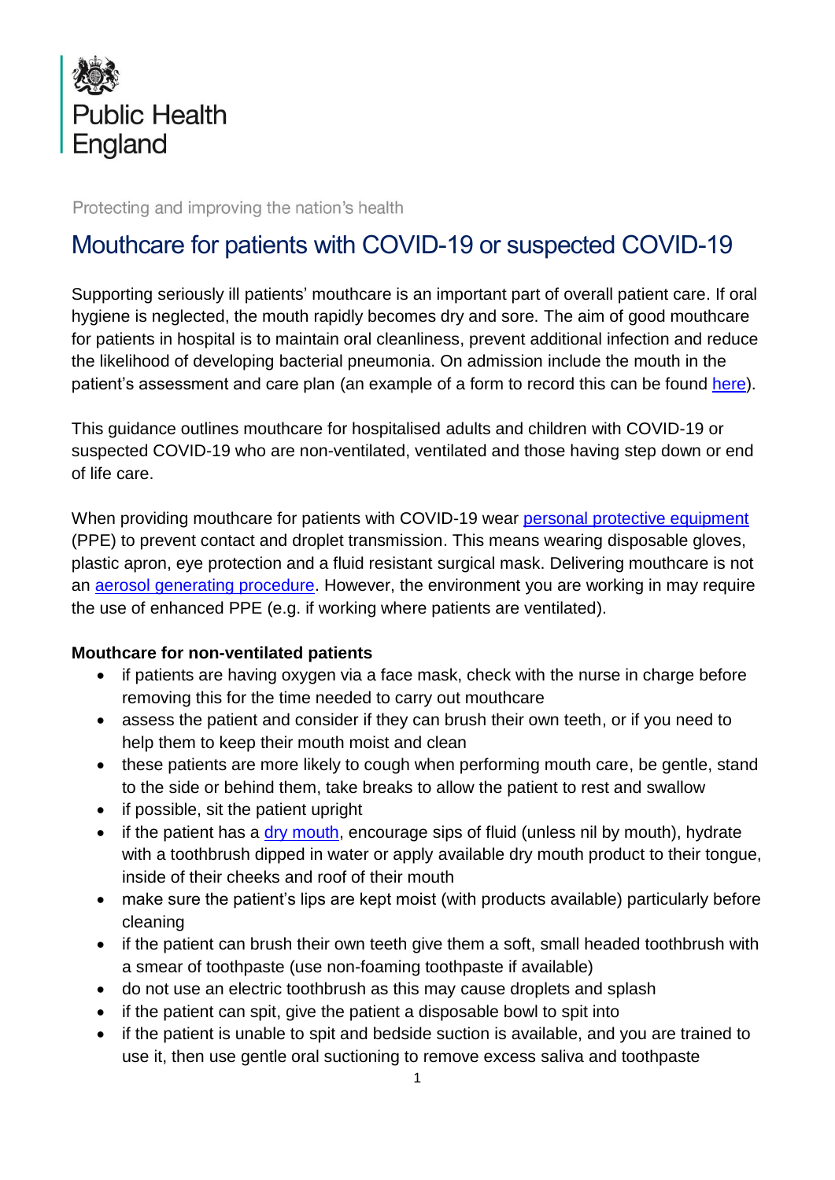Public Health England

Protecting and improving the nation's health

# Mouthcare for patients with COVID-19 or suspected COVID-19

Supporting seriously ill patients' mouthcare is an important part of overall patient care. If oral hygiene is neglected, the mouth rapidly becomes dry and sore. The aim of good mouthcare for patients in hospital is to maintain oral cleanliness, prevent additional infection and reduce the likelihood of developing bacterial pneumonia. On admission include the mouth in the patient's assessment and care plan (an example of a form to record this can be found here).

This guidance outlines mouthcare for hospitalised adults and children with COVID-19 or suspected COVID-19 who are non-ventilated, ventilated and those having step down or end of life care.

When providing mouthcare for patients with COVID-19 wear personal protective equipment (PPE) to prevent contact and droplet transmission. This means wearing disposable gloves, plastic apron, eye protection and a fluid resistant surgical mask. Delivering mouthcare is not an aerosol generating procedure. However, the environment you are working in may require the use of enhanced PPE (e.g. if working where patients are ventilated).

**Mouthcare for non-ventilated patients**

- if patients are having oxygen via a face mask, check with the nurse in charge before removing this for the time needed to carry out mouthcare
- assess the patient and consider if they can brush their own teeth, or if you need to help them to keep their mouth moist and clean
- these patients are more likely to cough when performing mouth care, be gentle, stand to the side or behind them, take breaks to allow the patient to rest and swallow
- if possible, sit the patient upright
- if the patient has a dry mouth, encourage sips of fluid (unless nil by mouth), hydrate with a toothbrush dipped in water or apply available dry mouth product to their tongue, inside of their cheeks and roof of their mouth
- make sure the patient's lips are kept moist (with products available) particularly before cleaning
- if the patient can brush their own teeth give them a soft, small headed toothbrush with a smear of toothpaste (use non-foaming toothpaste if available)
- do not use an electric toothbrush as this may cause droplets and splash
- if the patient can spit, give the patient a disposable bowl to spit into
- if the patient is unable to spit and bedside suction is available, and you are trained to use it, then use gentle oral suctioning to remove excess saliva and toothpaste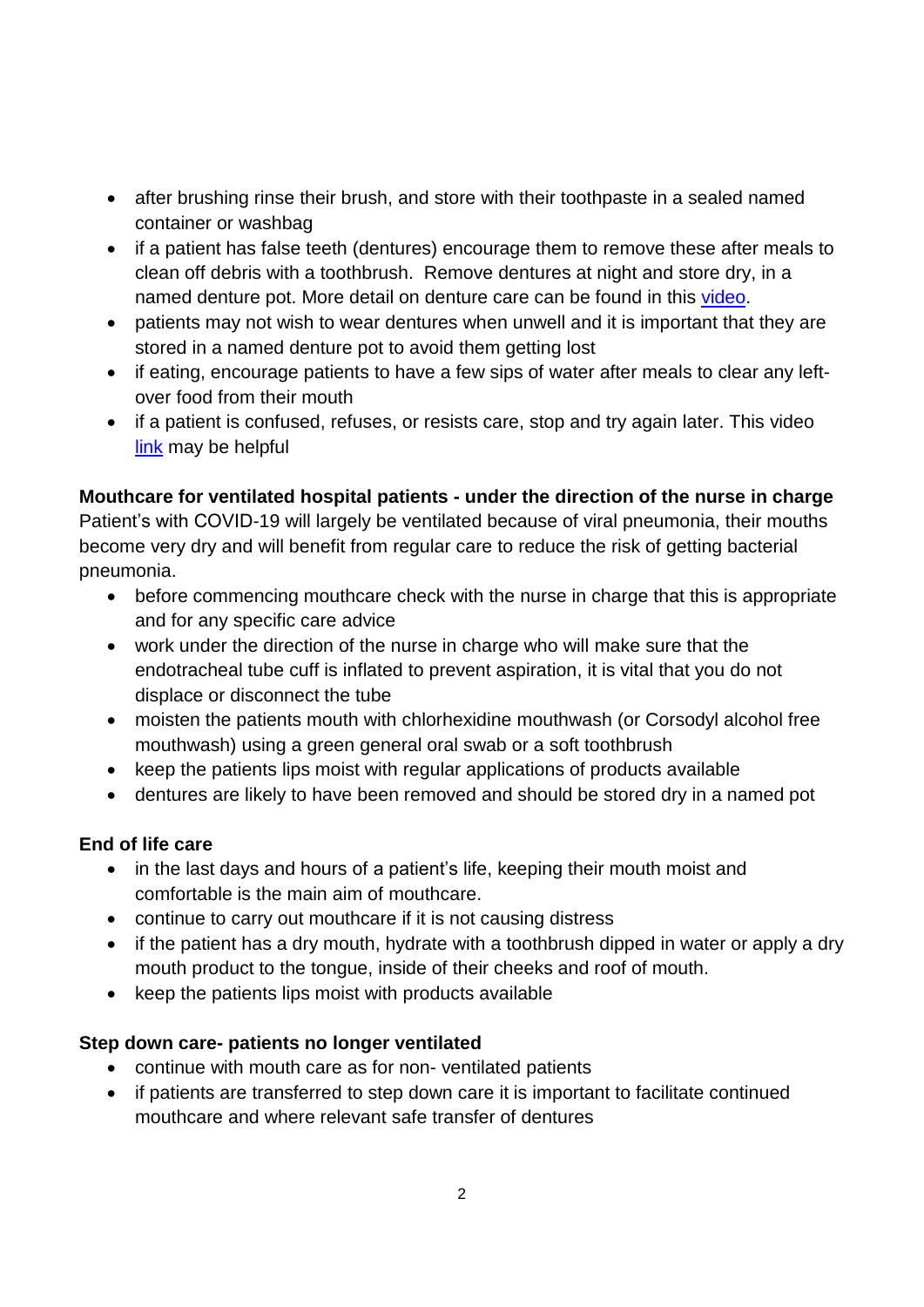- after brushing rinse their brush, and store with their toothpaste in a sealed named container or washbag
- if a patient has false teeth (dentures) encourage them to remove these after meals to clean off debris with a toothbrush. Remove dentures at night and store dry, in a named denture pot. More detail on denture care can be found in this video.
- patients may not wish to wear dentures when unwell and it is important that they are stored in a named denture pot to avoid them getting lost
- if eating, encourage patients to have a few sips of water after meals to clear any left-over food from their mouth
- if a patient is confused, refuses, or resists care, stop and try again later. This video link may be helpful

**Mouthcare for ventilated hospital patients - under the direction of the nurse in charge**

Patient's with COVID-19 will largely be ventilated because of viral pneumonia, their mouths become very dry and will benefit from regular care to reduce the risk of getting bacterial pneumonia.

- before commencing mouthcare check with the nurse in charge that this is appropriate and for any specific care advice
- work under the direction of the nurse in charge who will make sure that the endotracheal tube cuff is inflated to prevent aspiration, it is vital that you do not displace or disconnect the tube
- moisten the patients mouth with chlorhexidine mouthwash (or Corsodyl alcohol free mouthwash) using a green general oral swab or a soft toothbrush
- keep the patients lips moist with regular applications of products available
- dentures are likely to have been removed and should be stored dry in a named pot

**End of life care**

- in the last days and hours of a patient's life, keeping their mouth moist and comfortable is the main aim of mouthcare.
- continue to carry out mouthcare if it is not causing distress
- if the patient has a dry mouth, hydrate with a toothbrush dipped in water or apply a dry mouth product to the tongue, inside of their cheeks and roof of mouth.
- keep the patients lips moist with products available

**Step down care- patients no longer ventilated**

- continue with mouth care as for non- ventilated patients
- if patients are transferred to step down care it is important to facilitate continued mouthcare and where relevant safe transfer of dentures